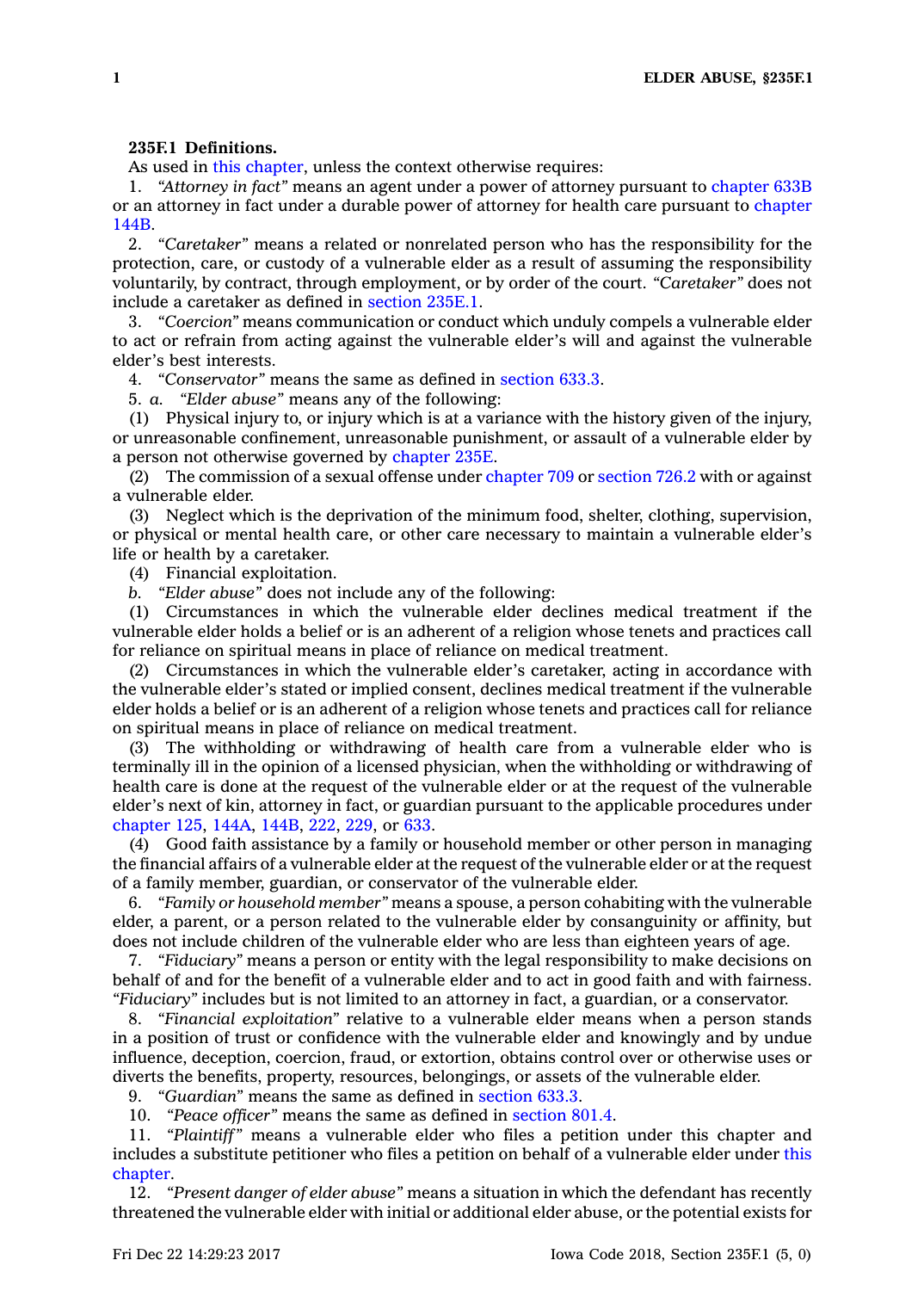**235F.1 Definitions.**

As used in this chapter, unless the context otherwise requires:

1. *"Attorney in fact"* means an agent under a power of attorney pursuant to chapter 633B or an attorney in fact under a durable power of attorney for health care pursuant to chapter 144B.

2. *"Caretaker"* means a related or nonrelated person who has the responsibility for the protection, care, or custody of a vulnerable elder as a result of assuming the responsibility voluntarily, by contract, through employment, or by order of the court. *"Caretaker"* does not include a caretaker as defined in section 235E.1.

3. *"Coercion"* means communication or conduct which unduly compels a vulnerable elder to act or refrain from acting against the vulnerable elder's will and against the vulnerable elder's best interests.

4. *"Conservator"* means the same as defined in section 633.3.

5. *a. "Elder abuse"* means any of the following:

(1) Physical injury to, or injury which is at a variance with the history given of the injury, or unreasonable confinement, unreasonable punishment, or assault of a vulnerable elder by a person not otherwise governed by chapter 235E.

(2) The commission of a sexual offense under chapter 709 or section 726.2 with or against a vulnerable elder.

(3) Neglect which is the deprivation of the minimum food, shelter, clothing, supervision, or physical or mental health care, or other care necessary to maintain a vulnerable elder's life or health by a caretaker.

(4) Financial exploitation.

*b. "Elder abuse"* does not include any of the following:

(1) Circumstances in which the vulnerable elder declines medical treatment if the vulnerable elder holds a belief or is an adherent of a religion whose tenets and practices call for reliance on spiritual means in place of reliance on medical treatment.

(2) Circumstances in which the vulnerable elder's caretaker, acting in accordance with the vulnerable elder's stated or implied consent, declines medical treatment if the vulnerable elder holds a belief or is an adherent of a religion whose tenets and practices call for reliance on spiritual means in place of reliance on medical treatment.

(3) The withholding or withdrawing of health care from a vulnerable elder who is terminally ill in the opinion of a licensed physician, when the withholding or withdrawing of health care is done at the request of the vulnerable elder or at the request of the vulnerable elder's next of kin, attorney in fact, or guardian pursuant to the applicable procedures under chapter 125, 144A, 144B, 222, 229, or 633.

(4) Good faith assistance by a family or household member or other person in managing the financial affairs of a vulnerable elder at the request of the vulnerable elder or at the request of a family member, guardian, or conservator of the vulnerable elder.

6. *"Family or household member"* means a spouse, a person cohabiting with the vulnerable elder, a parent, or a person related to the vulnerable elder by consanguinity or affinity, but does not include children of the vulnerable elder who are less than eighteen years of age.

7. *"Fiduciary"* means a person or entity with the legal responsibility to make decisions on behalf of and for the benefit of a vulnerable elder and to act in good faith and with fairness. *"Fiduciary"* includes but is not limited to an attorney in fact, a guardian, or a conservator.

8. *"Financial exploitation"* relative to a vulnerable elder means when a person stands in a position of trust or confidence with the vulnerable elder and knowingly and by undue influence, deception, coercion, fraud, or extortion, obtains control over or otherwise uses or diverts the benefits, property, resources, belongings, or assets of the vulnerable elder.

9. *"Guardian"* means the same as defined in section 633.3.

10. *"Peace officer"* means the same as defined in section 801.4.

11. *"Plaintiff"* means a vulnerable elder who files a petition under this chapter and includes a substitute petitioner who files a petition on behalf of a vulnerable elder under this chapter.

12. *"Present danger of elder abuse"* means a situation in which the defendant has recently threatened the vulnerable elder with initial or additional elder abuse, or the potential exists for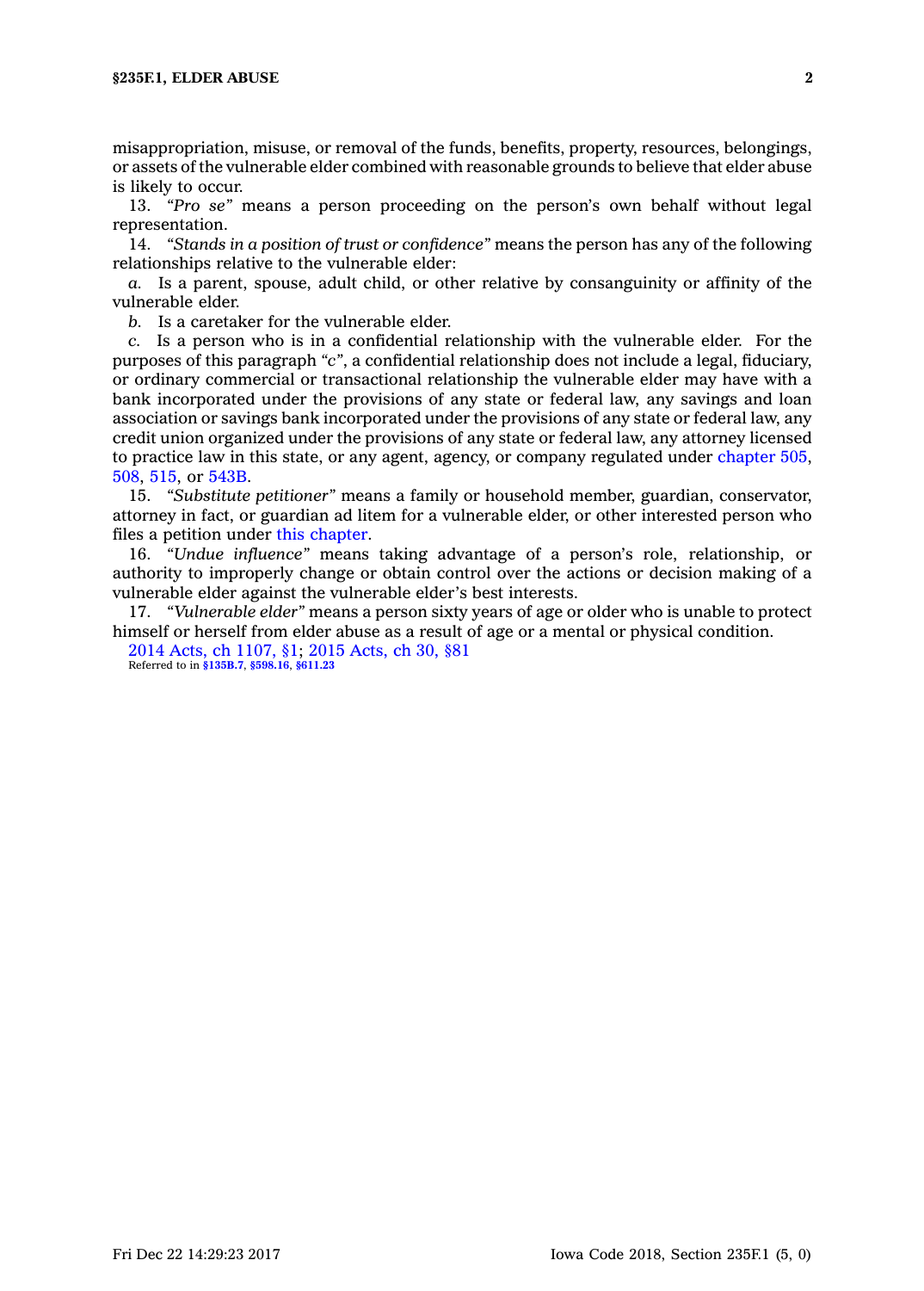misappropriation, misuse, or removal of the funds, benefits, property, resources, belongings, or assets of the vulnerable elder combined with reasonable grounds to believe that elder abuse is likely to occur.

13. *"Pro se"* means a person proceeding on the person's own behalf without legal representation.

14. *"Stands in a position of trust or confidence"* means the person has any of the following relationships relative to the vulnerable elder:

*a.* Is a parent, spouse, adult child, or other relative by consanguinity or affinity of the vulnerable elder.

*b.* Is a caretaker for the vulnerable elder.

*c.* Is a person who is in a confidential relationship with the vulnerable elder. For the purposes of this paragraph *"c"*, a confidential relationship does not include a legal, fiduciary, or ordinary commercial or transactional relationship the vulnerable elder may have with a bank incorporated under the provisions of any state or federal law, any savings and loan association or savings bank incorporated under the provisions of any state or federal law, any credit union organized under the provisions of any state or federal law, any attorney licensed to practice law in this state, or any agent, agency, or company regulated under chapter 505, 508, 515, or 543B.

15. *"Substitute petitioner"* means a family or household member, guardian, conservator, attorney in fact, or guardian ad litem for a vulnerable elder, or other interested person who files a petition under this chapter.

16. *"Undue influence"* means taking advantage of a person's role, relationship, or authority to improperly change or obtain control over the actions or decision making of a vulnerable elder against the vulnerable elder's best interests.

17. *"Vulnerable elder"* means a person sixty years of age or older who is unable to protect himself or herself from elder abuse as a result of age or a mental or physical condition.

2014 Acts, ch 1107, §1; 2015 Acts, ch 30, §81

Referred to in **§135B.7**, **§598.16**, **§611.23**